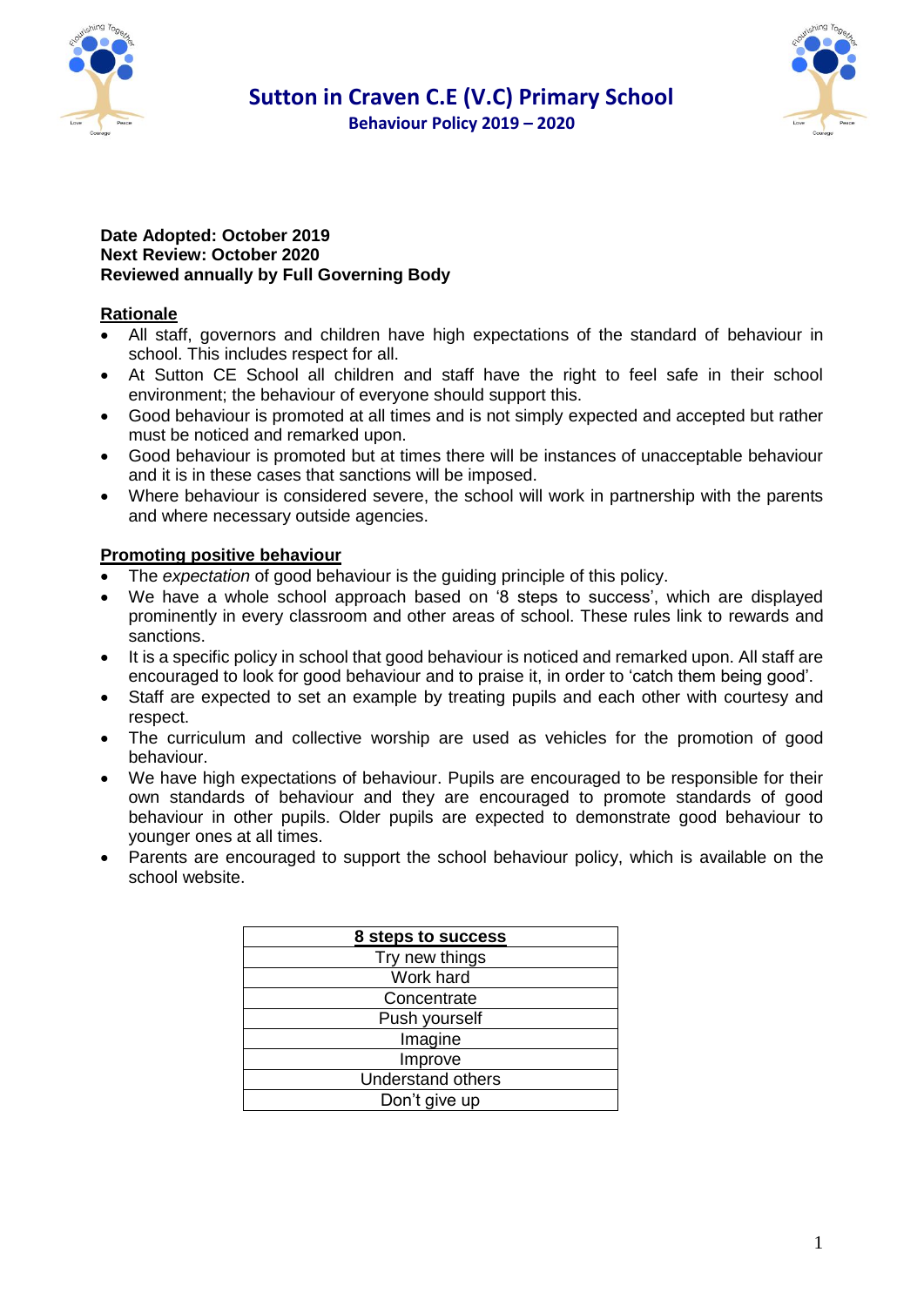# Sutton in Craven C.E (V.C) Primary School

## Behaviour Policy 2019 – 2020

**Date Adopted: October 2019**
**Next Review: October 2020**
**Reviewed annually by Full Governing Body**

### Rationale

- All staff, governors and children have high expectations of the standard of behaviour in school. This includes respect for all.
- At Sutton CE School all children and staff have the right to feel safe in their school environment; the behaviour of everyone should support this.
- Good behaviour is promoted at all times and is not simply expected and accepted but rather must be noticed and remarked upon.
- Good behaviour is promoted but at times there will be instances of unacceptable behaviour and it is in these cases that sanctions will be imposed.
- Where behaviour is considered severe, the school will work in partnership with the parents and where necessary outside agencies.

### Promoting positive behaviour

- The *expectation* of good behaviour is the guiding principle of this policy.
- We have a whole school approach based on '8 steps to success', which are displayed prominently in every classroom and other areas of school. These rules link to rewards and sanctions.
- It is a specific policy in school that good behaviour is noticed and remarked upon. All staff are encouraged to look for good behaviour and to praise it, in order to 'catch them being good'.
- Staff are expected to set an example by treating pupils and each other with courtesy and respect.
- The curriculum and collective worship are used as vehicles for the promotion of good behaviour.
- We have high expectations of behaviour. Pupils are encouraged to be responsible for their own standards of behaviour and they are encouraged to promote standards of good behaviour in other pupils. Older pupils are expected to demonstrate good behaviour to younger ones at all times.
- Parents are encouraged to support the school behaviour policy, which is available on the school website.

| **8 steps to success** |
|---|
| Try new things |
| Work hard |
| Concentrate |
| Push yourself |
| Imagine |
| Improve |
| Understand others |
| Don't give up |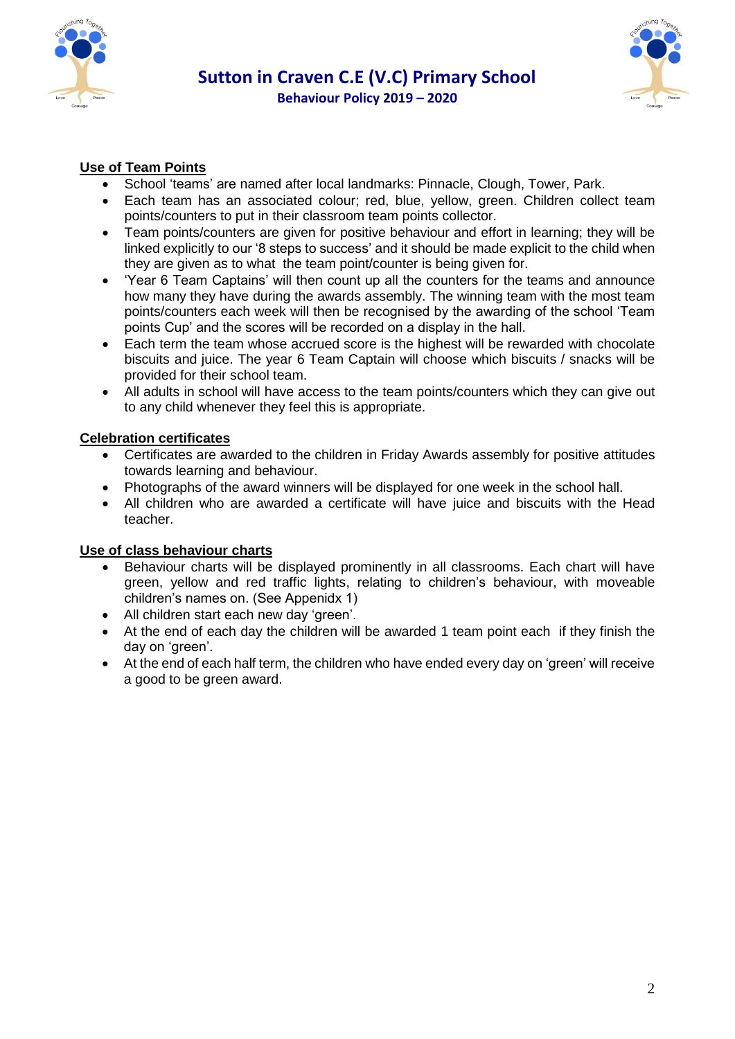**Use of Team Points**

- School 'teams' are named after local landmarks: Pinnacle, Clough, Tower, Park.
- Each team has an associated colour; red, blue, yellow, green. Children collect team points/counters to put in their classroom team points collector.
- Team points/counters are given for positive behaviour and effort in learning; they will be linked explicitly to our '8 steps to success' and it should be made explicit to the child when they are given as to what the team point/counter is being given for.
- 'Year 6 Team Captains' will then count up all the counters for the teams and announce how many they have during the awards assembly. The winning team with the most team points/counters each week will then be recognised by the awarding of the school 'Team points Cup' and the scores will be recorded on a display in the hall.
- Each term the team whose accrued score is the highest will be rewarded with chocolate biscuits and juice. The year 6 Team Captain will choose which biscuits / snacks will be provided for their school team.
- All adults in school will have access to the team points/counters which they can give out to any child whenever they feel this is appropriate.

**Celebration certificates**

- Certificates are awarded to the children in Friday Awards assembly for positive attitudes towards learning and behaviour.
- Photographs of the award winners will be displayed for one week in the school hall.
- All children who are awarded a certificate will have juice and biscuits with the Head teacher.

**Use of class behaviour charts**

- Behaviour charts will be displayed prominently in all classrooms. Each chart will have green, yellow and red traffic lights, relating to children's behaviour, with moveable children's names on. (See Appenidx 1)
- All children start each new day 'green'.
- At the end of each day the children will be awarded 1 team point each if they finish the day on 'green'.
- At the end of each half term, the children who have ended every day on 'green' will receive a good to be green award.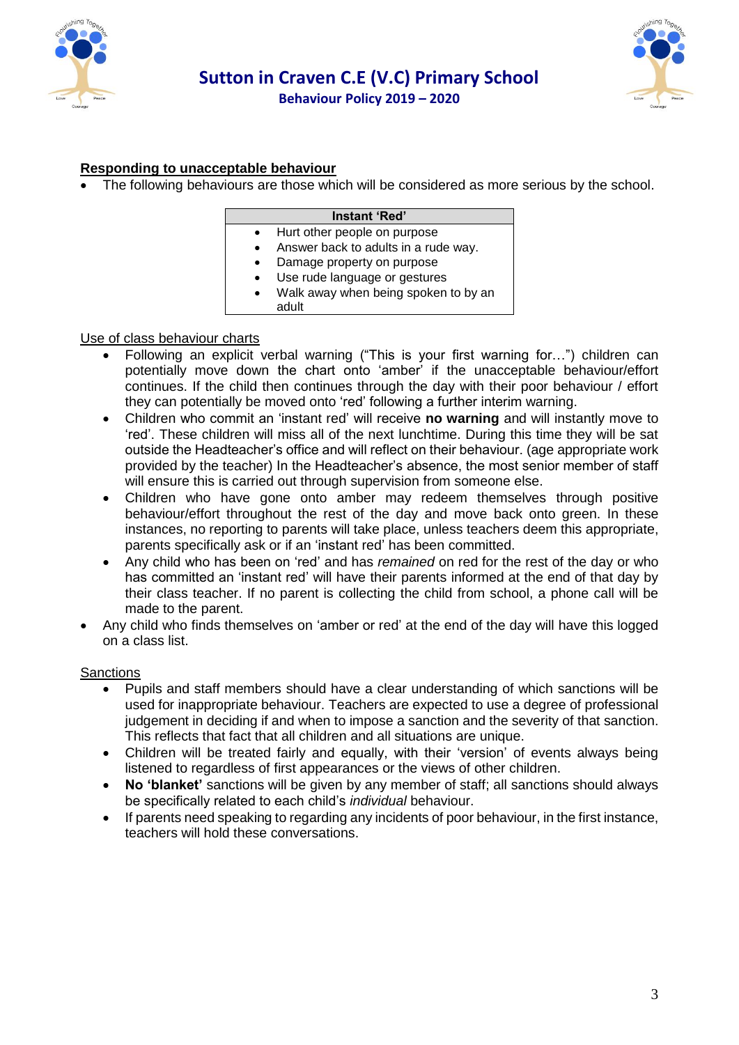## Responding to unacceptable behaviour

- The following behaviours are those which will be considered as more serious by the school.

| Instant 'Red' |
| --- |
| • Hurt other people on purpose<br>• Answer back to adults in a rude way.<br>• Damage property on purpose<br>• Use rude language or gestures<br>• Walk away when being spoken to by an adult |

### Use of class behaviour charts

- Following an explicit verbal warning ("This is your first warning for…") children can potentially move down the chart onto 'amber' if the unacceptable behaviour/effort continues. If the child then continues through the day with their poor behaviour / effort they can potentially be moved onto 'red' following a further interim warning.
- Children who commit an 'instant red' will receive **no warning** and will instantly move to 'red'. These children will miss all of the next lunchtime. During this time they will be sat outside the Headteacher's office and will reflect on their behaviour. (age appropriate work provided by the teacher) In the Headteacher's absence, the most senior member of staff will ensure this is carried out through supervision from someone else.
- Children who have gone onto amber may redeem themselves through positive behaviour/effort throughout the rest of the day and move back onto green. In these instances, no reporting to parents will take place, unless teachers deem this appropriate, parents specifically ask or if an 'instant red' has been committed.
- Any child who has been on 'red' and has *remained* on red for the rest of the day or who has committed an 'instant red' will have their parents informed at the end of that day by their class teacher. If no parent is collecting the child from school, a phone call will be made to the parent.

- Any child who finds themselves on 'amber or red' at the end of the day will have this logged on a class list.

### Sanctions

- Pupils and staff members should have a clear understanding of which sanctions will be used for inappropriate behaviour. Teachers are expected to use a degree of professional judgement in deciding if and when to impose a sanction and the severity of that sanction. This reflects that fact that all children and all situations are unique.
- Children will be treated fairly and equally, with their 'version' of events always being listened to regardless of first appearances or the views of other children.
- **No 'blanket'** sanctions will be given by any member of staff; all sanctions should always be specifically related to each child's *individual* behaviour.
- If parents need speaking to regarding any incidents of poor behaviour, in the first instance, teachers will hold these conversations.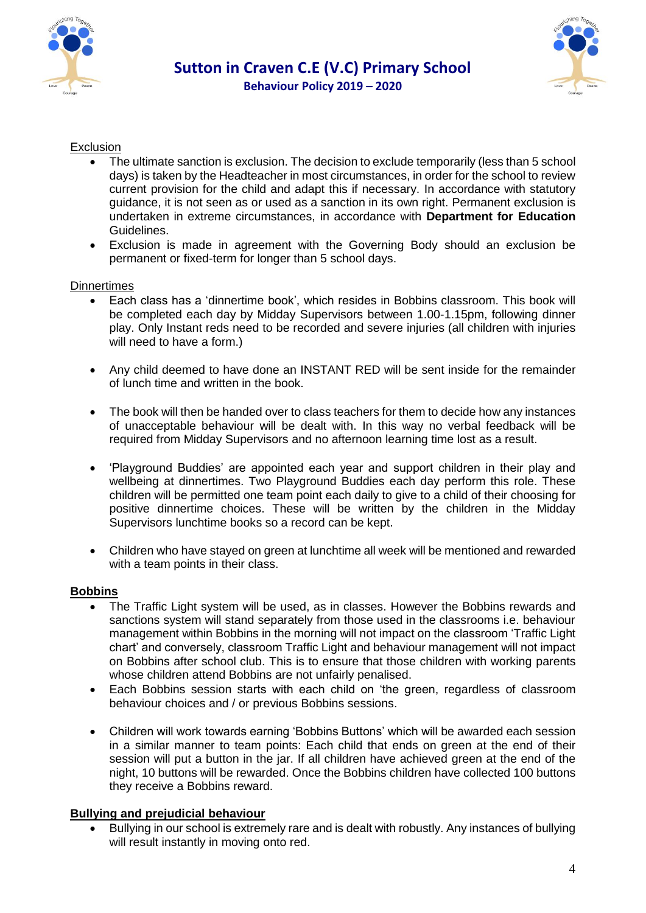Exclusion

- The ultimate sanction is exclusion. The decision to exclude temporarily (less than 5 school days) is taken by the Headteacher in most circumstances, in order for the school to review current provision for the child and adapt this if necessary. In accordance with statutory guidance, it is not seen as or used as a sanction in its own right. Permanent exclusion is undertaken in extreme circumstances, in accordance with **Department for Education** Guidelines.
- Exclusion is made in agreement with the Governing Body should an exclusion be permanent or fixed-term for longer than 5 school days.

Dinnertimes

- Each class has a 'dinnertime book', which resides in Bobbins classroom. This book will be completed each day by Midday Supervisors between 1.00-1.15pm, following dinner play. Only Instant reds need to be recorded and severe injuries (all children with injuries will need to have a form.)
- Any child deemed to have done an INSTANT RED will be sent inside for the remainder of lunch time and written in the book.
- The book will then be handed over to class teachers for them to decide how any instances of unacceptable behaviour will be dealt with. In this way no verbal feedback will be required from Midday Supervisors and no afternoon learning time lost as a result.
- 'Playground Buddies' are appointed each year and support children in their play and wellbeing at dinnertimes. Two Playground Buddies each day perform this role. These children will be permitted one team point each daily to give to a child of their choosing for positive dinnertime choices. These will be written by the children in the Midday Supervisors lunchtime books so a record can be kept.
- Children who have stayed on green at lunchtime all week will be mentioned and rewarded with a team points in their class.

**Bobbins**

- The Traffic Light system will be used, as in classes. However the Bobbins rewards and sanctions system will stand separately from those used in the classrooms i.e. behaviour management within Bobbins in the morning will not impact on the classroom 'Traffic Light chart' and conversely, classroom Traffic Light and behaviour management will not impact on Bobbins after school club. This is to ensure that those children with working parents whose children attend Bobbins are not unfairly penalised.
- Each Bobbins session starts with each child on 'the green, regardless of classroom behaviour choices and / or previous Bobbins sessions.
- Children will work towards earning 'Bobbins Buttons' which will be awarded each session in a similar manner to team points: Each child that ends on green at the end of their session will put a button in the jar. If all children have achieved green at the end of the night, 10 buttons will be rewarded. Once the Bobbins children have collected 100 buttons they receive a Bobbins reward.

**Bullying and prejudicial behaviour**

- Bullying in our school is extremely rare and is dealt with robustly. Any instances of bullying will result instantly in moving onto red.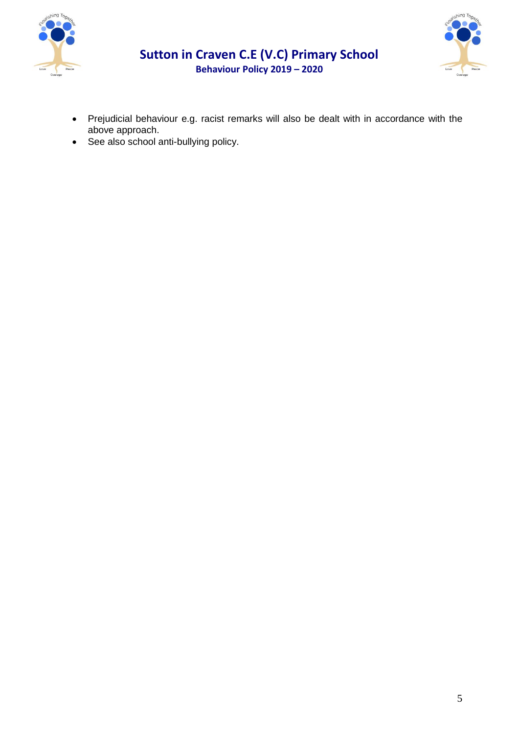- Prejudicial behaviour e.g. racist remarks will also be dealt with in accordance with the above approach.
- See also school anti-bullying policy.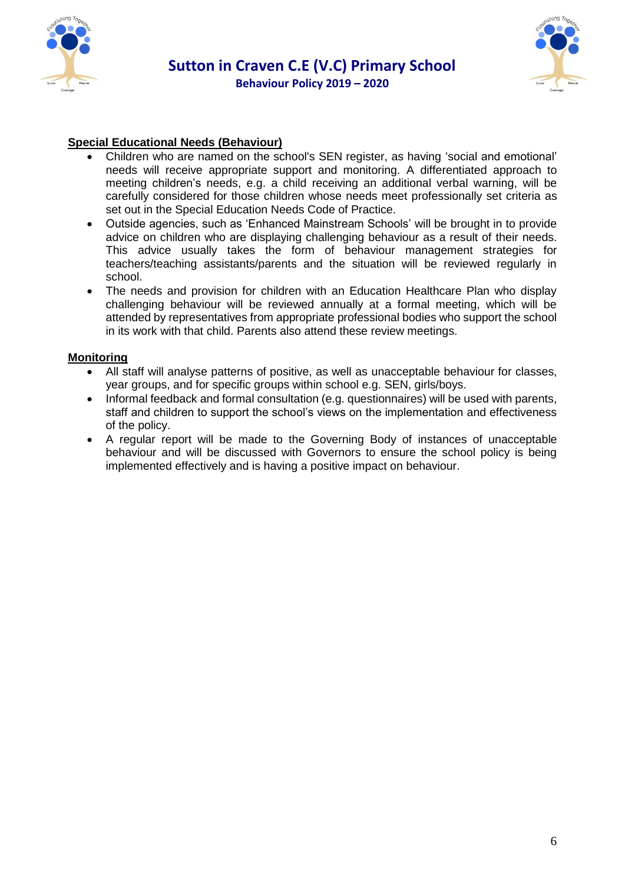## Special Educational Needs (Behaviour)

- Children who are named on the school's SEN register, as having 'social and emotional' needs will receive appropriate support and monitoring. A differentiated approach to meeting children's needs, e.g. a child receiving an additional verbal warning, will be carefully considered for those children whose needs meet professionally set criteria as set out in the Special Education Needs Code of Practice.
- Outside agencies, such as 'Enhanced Mainstream Schools' will be brought in to provide advice on children who are displaying challenging behaviour as a result of their needs. This advice usually takes the form of behaviour management strategies for teachers/teaching assistants/parents and the situation will be reviewed regularly in school.
- The needs and provision for children with an Education Healthcare Plan who display challenging behaviour will be reviewed annually at a formal meeting, which will be attended by representatives from appropriate professional bodies who support the school in its work with that child. Parents also attend these review meetings.

## Monitoring

- All staff will analyse patterns of positive, as well as unacceptable behaviour for classes, year groups, and for specific groups within school e.g. SEN, girls/boys.
- Informal feedback and formal consultation (e.g. questionnaires) will be used with parents, staff and children to support the school's views on the implementation and effectiveness of the policy.
- A regular report will be made to the Governing Body of instances of unacceptable behaviour and will be discussed with Governors to ensure the school policy is being implemented effectively and is having a positive impact on behaviour.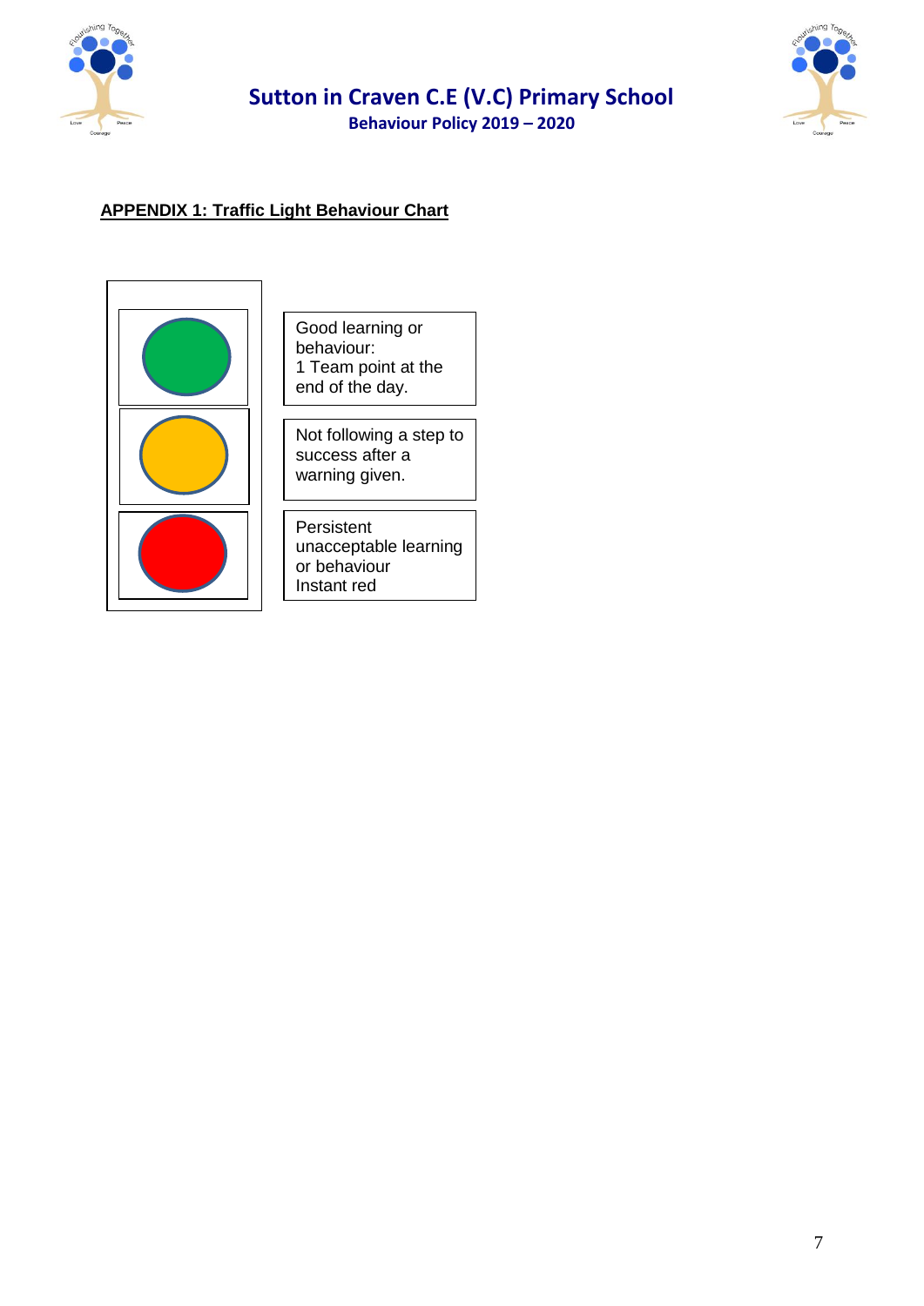## APPENDIX 1: Traffic Light Behaviour Chart

| | |
|---|---|
| Green | Good learning or behaviour: 1 Team point at the end of the day. |
| Amber | Not following a step to success after a warning given. |
| Red | Persistent unacceptable learning or behaviour Instant red |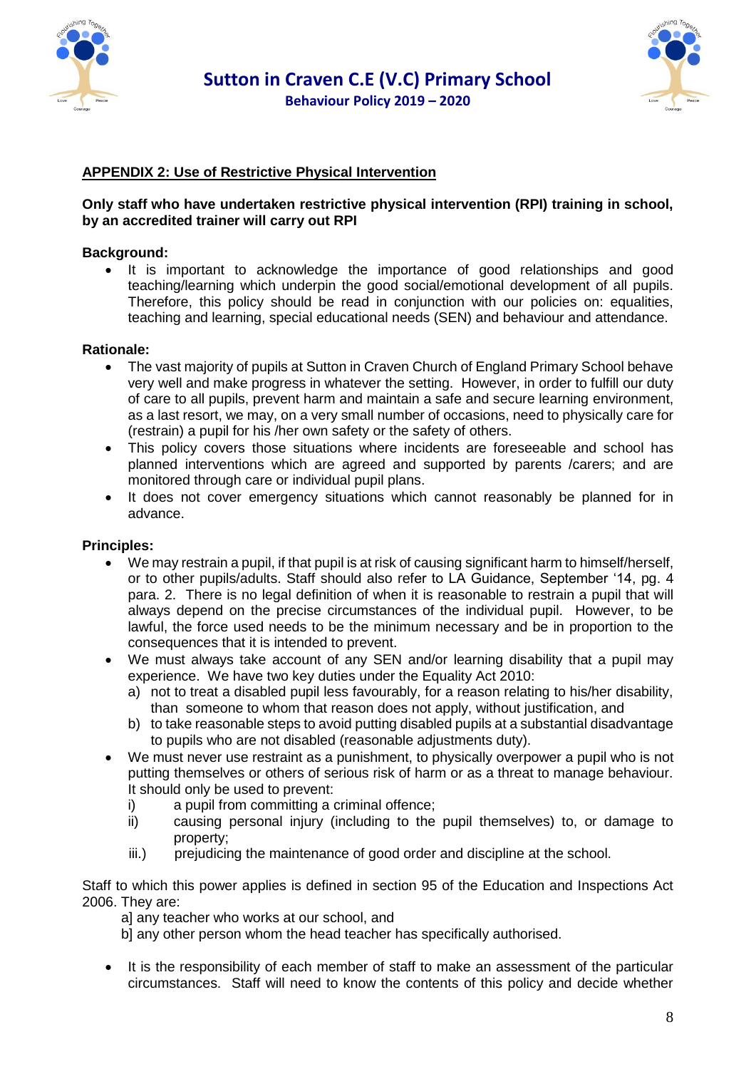## APPENDIX 2: Use of Restrictive Physical Intervention

**Only staff who have undertaken restrictive physical intervention (RPI) training in school, by an accredited trainer will carry out RPI**

**Background:**

- It is important to acknowledge the importance of good relationships and good teaching/learning which underpin the good social/emotional development of all pupils. Therefore, this policy should be read in conjunction with our policies on: equalities, teaching and learning, special educational needs (SEN) and behaviour and attendance.

**Rationale:**

- The vast majority of pupils at Sutton in Craven Church of England Primary School behave very well and make progress in whatever the setting. However, in order to fulfill our duty of care to all pupils, prevent harm and maintain a safe and secure learning environment, as a last resort, we may, on a very small number of occasions, need to physically care for (restrain) a pupil for his /her own safety or the safety of others.
- This policy covers those situations where incidents are foreseeable and school has planned interventions which are agreed and supported by parents /carers; and are monitored through care or individual pupil plans.
- It does not cover emergency situations which cannot reasonably be planned for in advance.

**Principles:**

- We may restrain a pupil, if that pupil is at risk of causing significant harm to himself/herself, or to other pupils/adults. Staff should also refer to LA Guidance, September '14, pg. 4 para. 2. There is no legal definition of when it is reasonable to restrain a pupil that will always depend on the precise circumstances of the individual pupil. However, to be lawful, the force used needs to be the minimum necessary and be in proportion to the consequences that it is intended to prevent.
- We must always take account of any SEN and/or learning disability that a pupil may experience. We have two key duties under the Equality Act 2010:
  a) not to treat a disabled pupil less favourably, for a reason relating to his/her disability, than someone to whom that reason does not apply, without justification, and
  b) to take reasonable steps to avoid putting disabled pupils at a substantial disadvantage to pupils who are not disabled (reasonable adjustments duty).
- We must never use restraint as a punishment, to physically overpower a pupil who is not putting themselves or others of serious risk of harm or as a threat to manage behaviour. It should only be used to prevent:
  i) a pupil from committing a criminal offence;
  ii) causing personal injury (including to the pupil themselves) to, or damage to property;
  iii.) prejudicing the maintenance of good order and discipline at the school.

Staff to which this power applies is defined in section 95 of the Education and Inspections Act 2006. They are:

a] any teacher who works at our school, and
b] any other person whom the head teacher has specifically authorised.

- It is the responsibility of each member of staff to make an assessment of the particular circumstances. Staff will need to know the contents of this policy and decide whether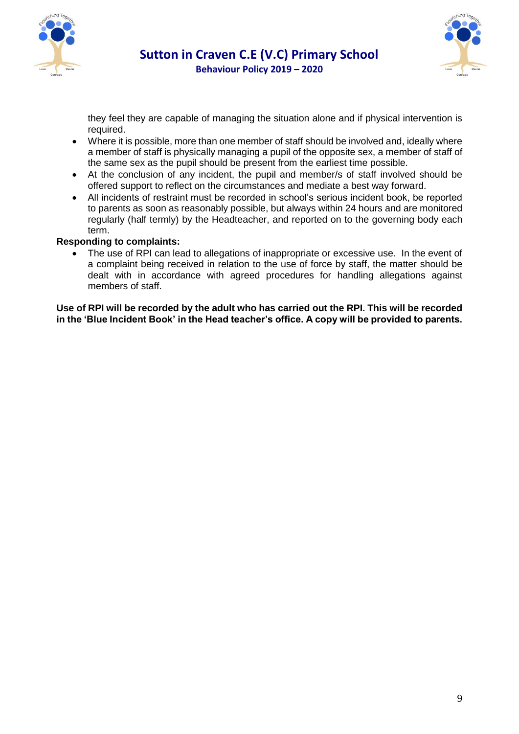they feel they are capable of managing the situation alone and if physical intervention is required.

- Where it is possible, more than one member of staff should be involved and, ideally where a member of staff is physically managing a pupil of the opposite sex, a member of staff of the same sex as the pupil should be present from the earliest time possible.
- At the conclusion of any incident, the pupil and member/s of staff involved should be offered support to reflect on the circumstances and mediate a best way forward.
- All incidents of restraint must be recorded in school's serious incident book, be reported to parents as soon as reasonably possible, but always within 24 hours and are monitored regularly (half termly) by the Headteacher, and reported on to the governing body each term.

**Responding to complaints:**

- The use of RPI can lead to allegations of inappropriate or excessive use. In the event of a complaint being received in relation to the use of force by staff, the matter should be dealt with in accordance with agreed procedures for handling allegations against members of staff.

**Use of RPI will be recorded by the adult who has carried out the RPI. This will be recorded in the 'Blue Incident Book' in the Head teacher's office. A copy will be provided to parents.**